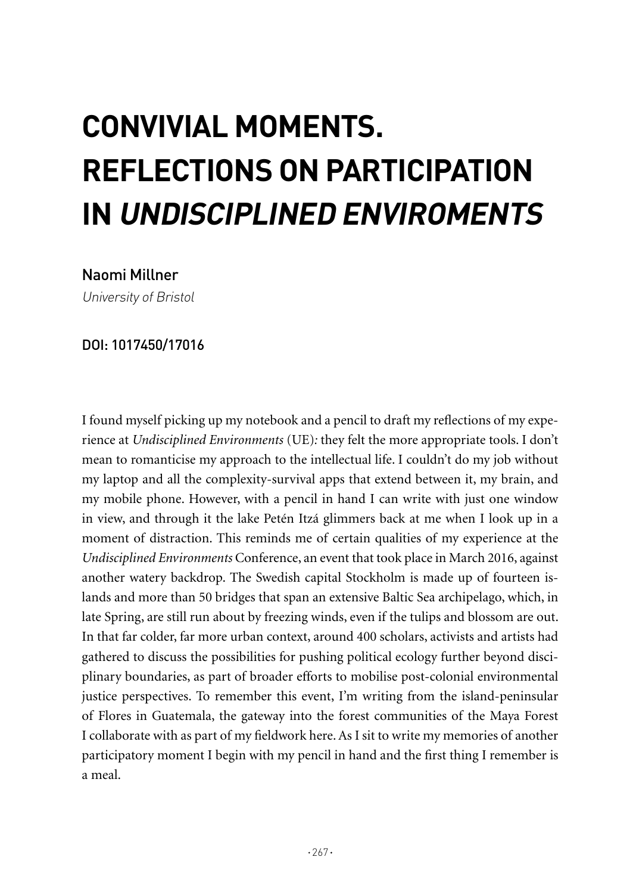# CONVIVIAL MOMENTS. REFLECTIONS ON PARTICIPATION IN *UNDISCIPLINED ENVIROMENTS*

Naomi Millner

*University of Bristol*

DOI: 1017450/17016

I found myself picking up my notebook and a pencil to draft my reflections of my experience at *Undisciplined Environments* (UE)*:* they felt the more appropriate tools. I don't mean to romanticise my approach to the intellectual life. I couldn't do my job without my laptop and all the complexity-survival apps that extend between it, my brain, and my mobile phone. However, with a pencil in hand I can write with just one window in view, and through it the lake Petén Itzá glimmers back at me when I look up in a moment of distraction. This reminds me of certain qualities of my experience at the *Undisciplined Environments* Conference, an event that took place in March 2016, against another watery backdrop. The Swedish capital Stockholm is made up of fourteen islands and more than 50 bridges that span an extensive Baltic Sea archipelago, which, in late Spring, are still run about by freezing winds, even if the tulips and blossom are out. In that far colder, far more urban context, around 400 scholars, activists and artists had gathered to discuss the possibilities for pushing political ecology further beyond disciplinary boundaries, as part of broader efforts to mobilise post-colonial environmental justice perspectives. To remember this event, I'm writing from the island-peninsular of Flores in Guatemala, the gateway into the forest communities of the Maya Forest I collaborate with as part of my fieldwork here. As I sit to write my memories of another participatory moment I begin with my pencil in hand and the first thing I remember is a meal.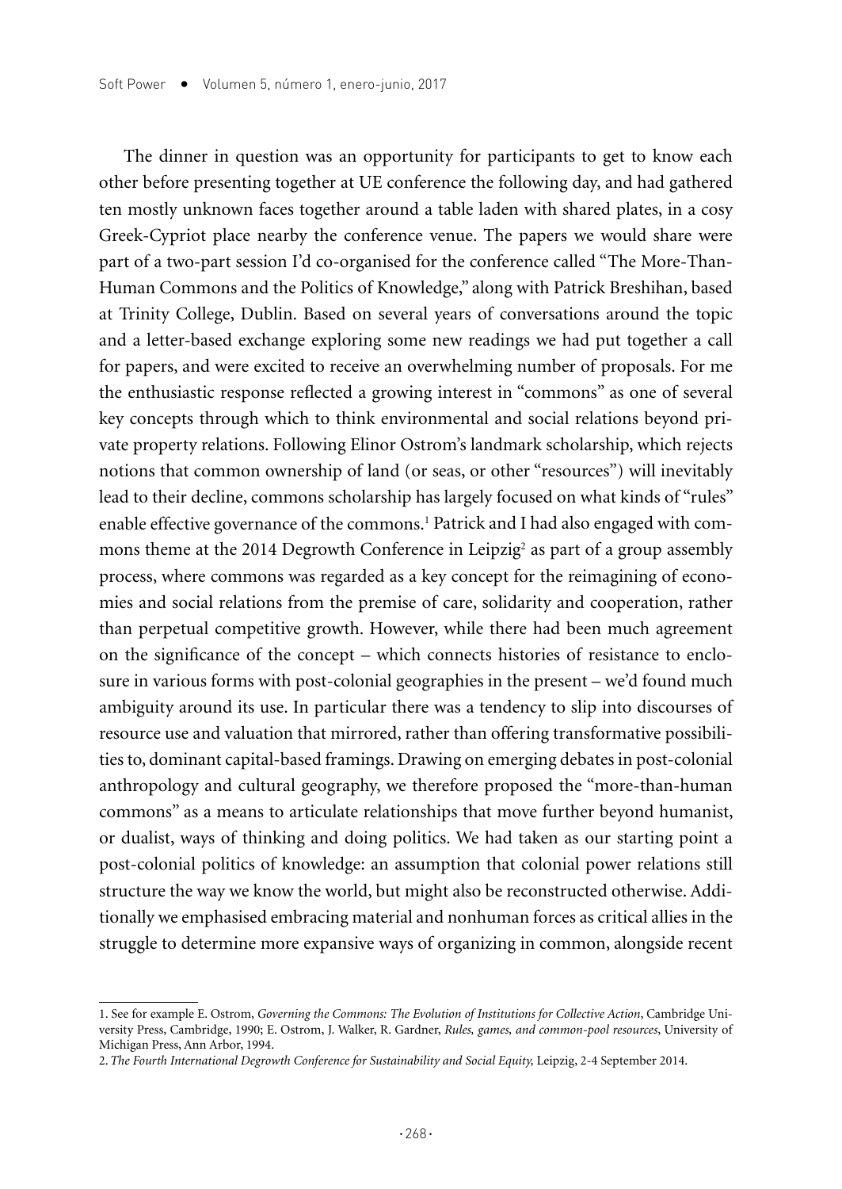The dinner in question was an opportunity for participants to get to know each other before presenting together at UE conference the following day, and had gathered ten mostly unknown faces together around a table laden with shared plates, in a cosy Greek-Cypriot place nearby the conference venue. The papers we would share were part of a two-part session I'd co-organised for the conference called "The More-Than-Human Commons and the Politics of Knowledge," along with Patrick Breshihan, based at Trinity College, Dublin. Based on several years of conversations around the topic and a letter-based exchange exploring some new readings we had put together a call for papers, and were excited to receive an overwhelming number of proposals. For me the enthusiastic response reflected a growing interest in "commons" as one of several key concepts through which to think environmental and social relations beyond private property relations. Following Elinor Ostrom's landmark scholarship, which rejects notions that common ownership of land (or seas, or other "resources") will inevitably lead to their decline, commons scholarship has largely focused on what kinds of "rules" enable effective governance of the commons.[1] Patrick and I had also engaged with commons theme at the 2014 Degrowth Conference in Leipzig[2] as part of a group assembly process, where commons was regarded as a key concept for the reimagining of economies and social relations from the premise of care, solidarity and cooperation, rather than perpetual competitive growth. However, while there had been much agreement on the significance of the concept – which connects histories of resistance to enclosure in various forms with post-colonial geographies in the present – we'd found much ambiguity around its use. In particular there was a tendency to slip into discourses of resource use and valuation that mirrored, rather than offering transformative possibilities to, dominant capital-based framings. Drawing on emerging debates in post-colonial anthropology and cultural geography, we therefore proposed the "more-than-human commons" as a means to articulate relationships that move further beyond humanist, or dualist, ways of thinking and doing politics. We had taken as our starting point a post-colonial politics of knowledge: an assumption that colonial power relations still structure the way we know the world, but might also be reconstructed otherwise. Additionally we emphasised embracing material and nonhuman forces as critical allies in the struggle to determine more expansive ways of organizing in common, alongside recent

---

1. See for example E. Ostrom, *Governing the Commons: The Evolution of Institutions for Collective Action*, Cambridge University Press, Cambridge, 1990; E. Ostrom, J. Walker, R. Gardner, *Rules, games, and common-pool resources*, University of Michigan Press, Ann Arbor, 1994.

2. *The Fourth International Degrowth Conference for Sustainability and Social Equity,* Leipzig, 2-4 September 2014.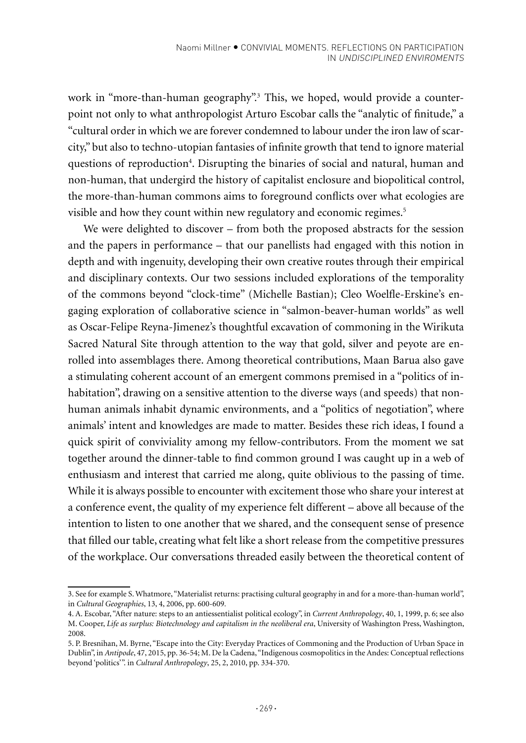work in "more-than-human geography".[3] This, we hoped, would provide a counterpoint not only to what anthropologist Arturo Escobar calls the "analytic of finitude," a "cultural order in which we are forever condemned to labour under the iron law of scarcity," but also to techno-utopian fantasies of infinite growth that tend to ignore material questions of reproduction[4]. Disrupting the binaries of social and natural, human and non-human, that undergird the history of capitalist enclosure and biopolitical control, the more-than-human commons aims to foreground conflicts over what ecologies are visible and how they count within new regulatory and economic regimes.[5]

We were delighted to discover – from both the proposed abstracts for the session and the papers in performance – that our panellists had engaged with this notion in depth and with ingenuity, developing their own creative routes through their empirical and disciplinary contexts. Our two sessions included explorations of the temporality of the commons beyond "clock-time" (Michelle Bastian); Cleo Woelfle-Erskine's engaging exploration of collaborative science in "salmon-beaver-human worlds" as well as Oscar-Felipe Reyna-Jimenez's thoughtful excavation of commoning in the Wirikuta Sacred Natural Site through attention to the way that gold, silver and peyote are enrolled into assemblages there. Among theoretical contributions, Maan Barua also gave a stimulating coherent account of an emergent commons premised in a "politics of inhabitation", drawing on a sensitive attention to the diverse ways (and speeds) that non-human animals inhabit dynamic environments, and a "politics of negotiation", where animals' intent and knowledges are made to matter. Besides these rich ideas, I found a quick spirit of conviviality among my fellow-contributors. From the moment we sat together around the dinner-table to find common ground I was caught up in a web of enthusiasm and interest that carried me along, quite oblivious to the passing of time. While it is always possible to encounter with excitement those who share your interest at a conference event, the quality of my experience felt different – above all because of the intention to listen to one another that we shared, and the consequent sense of presence that filled our table, creating what felt like a short release from the competitive pressures of the workplace. Our conversations threaded easily between the theoretical content of

---

3. See for example S. Whatmore, "Materialist returns: practising cultural geography in and for a more-than-human world", in *Cultural Geographies*, 13, 4, 2006, pp. 600-609.

4. A. Escobar, "After nature: steps to an antiessentialist political ecology", in *Current Anthropology*, 40, 1, 1999, p. 6; see also M. Cooper, *Life as surplus: Biotechnology and capitalism in the neoliberal era*, University of Washington Press, Washington, 2008.

5. P. Bresnihan, M. Byrne, "Escape into the City: Everyday Practices of Commoning and the Production of Urban Space in Dublin", in *Antipode*, 47, 2015, pp. 36-54; M. De la Cadena, "Indigenous cosmopolitics in the Andes: Conceptual reflections beyond 'politics'". in *Cultural Anthropology*, 25, 2, 2010, pp. 334-370.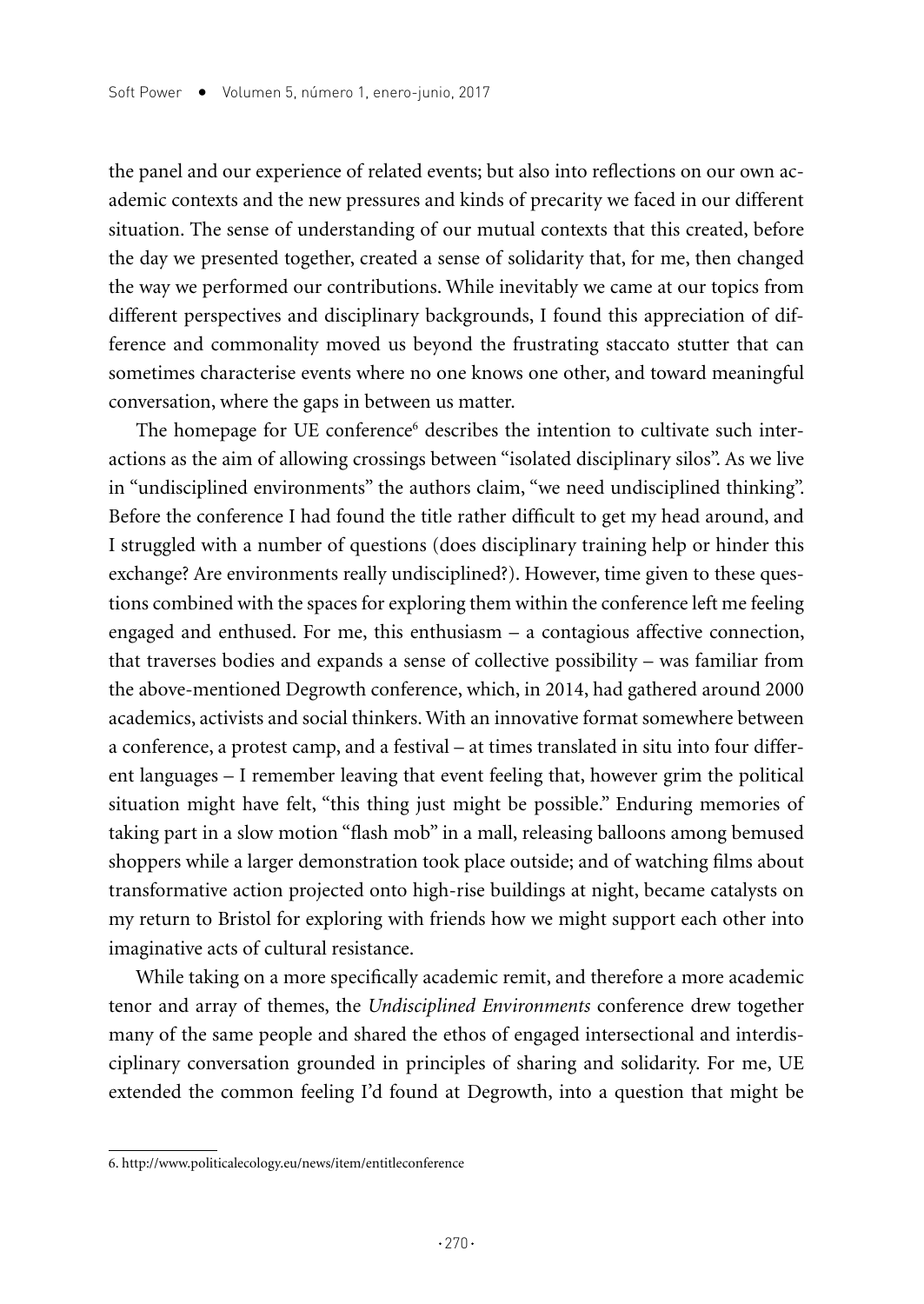the panel and our experience of related events; but also into reflections on our own academic contexts and the new pressures and kinds of precarity we faced in our different situation. The sense of understanding of our mutual contexts that this created, before the day we presented together, created a sense of solidarity that, for me, then changed the way we performed our contributions. While inevitably we came at our topics from different perspectives and disciplinary backgrounds, I found this appreciation of difference and commonality moved us beyond the frustrating staccato stutter that can sometimes characterise events where no one knows one other, and toward meaningful conversation, where the gaps in between us matter.

The homepage for UE conference[6] describes the intention to cultivate such interactions as the aim of allowing crossings between "isolated disciplinary silos". As we live in "undisciplined environments" the authors claim, "we need undisciplined thinking". Before the conference I had found the title rather difficult to get my head around, and I struggled with a number of questions (does disciplinary training help or hinder this exchange? Are environments really undisciplined?). However, time given to these questions combined with the spaces for exploring them within the conference left me feeling engaged and enthused. For me, this enthusiasm – a contagious affective connection, that traverses bodies and expands a sense of collective possibility – was familiar from the above-mentioned Degrowth conference, which, in 2014, had gathered around 2000 academics, activists and social thinkers. With an innovative format somewhere between a conference, a protest camp, and a festival – at times translated in situ into four different languages – I remember leaving that event feeling that, however grim the political situation might have felt, "this thing just might be possible." Enduring memories of taking part in a slow motion "flash mob" in a mall, releasing balloons among bemused shoppers while a larger demonstration took place outside; and of watching films about transformative action projected onto high-rise buildings at night, became catalysts on my return to Bristol for exploring with friends how we might support each other into imaginative acts of cultural resistance.

While taking on a more specifically academic remit, and therefore a more academic tenor and array of themes, the *Undisciplined Environments* conference drew together many of the same people and shared the ethos of engaged intersectional and interdisciplinary conversation grounded in principles of sharing and solidarity. For me, UE extended the common feeling I'd found at Degrowth, into a question that might be

6. http://www.politicalecology.eu/news/item/entitleconference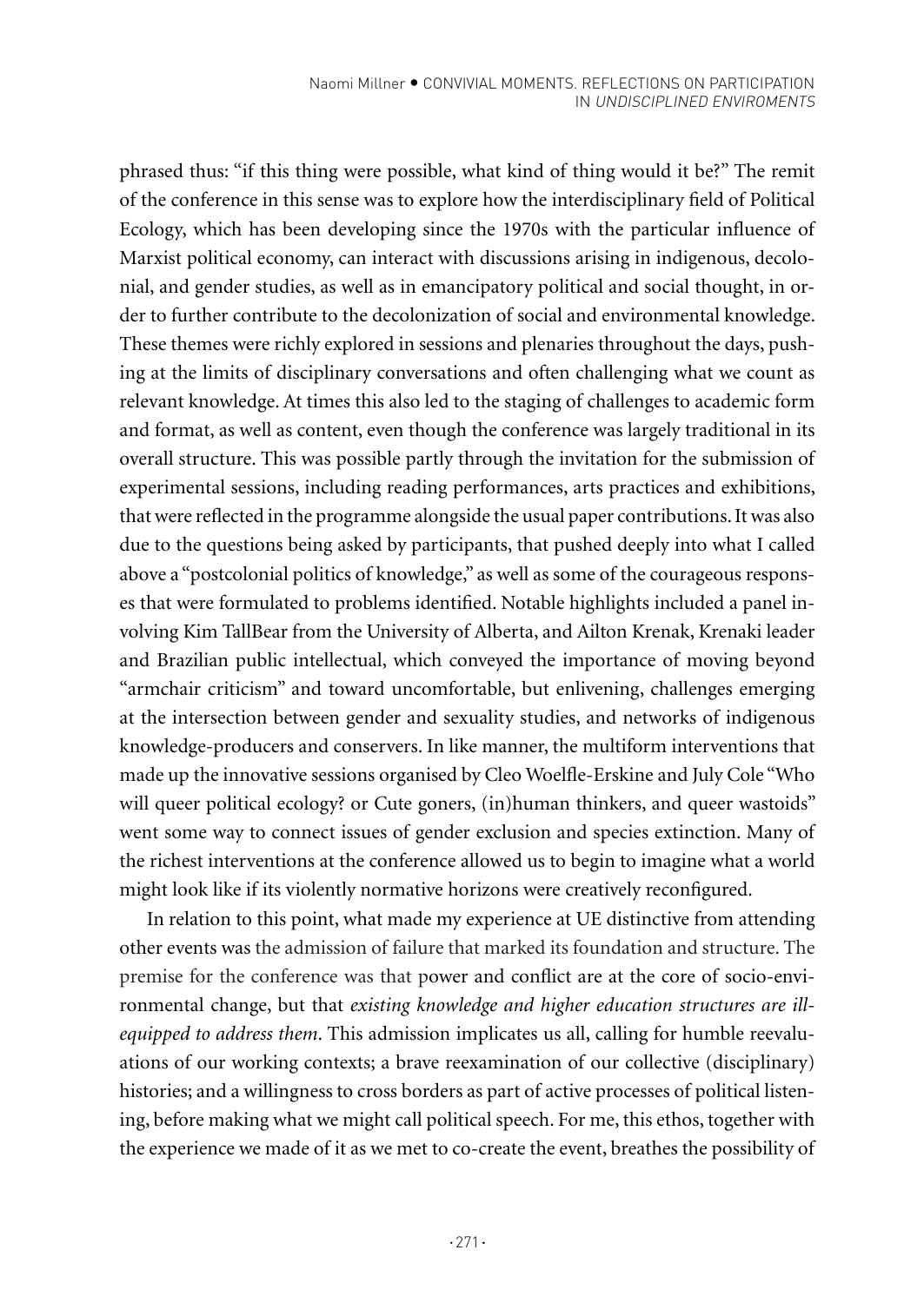phrased thus: "if this thing were possible, what kind of thing would it be?" The remit of the conference in this sense was to explore how the interdisciplinary field of Political Ecology, which has been developing since the 1970s with the particular influence of Marxist political economy, can interact with discussions arising in indigenous, decolonial, and gender studies, as well as in emancipatory political and social thought, in order to further contribute to the decolonization of social and environmental knowledge. These themes were richly explored in sessions and plenaries throughout the days, pushing at the limits of disciplinary conversations and often challenging what we count as relevant knowledge. At times this also led to the staging of challenges to academic form and format, as well as content, even though the conference was largely traditional in its overall structure. This was possible partly through the invitation for the submission of experimental sessions, including reading performances, arts practices and exhibitions, that were reflected in the programme alongside the usual paper contributions. It was also due to the questions being asked by participants, that pushed deeply into what I called above a "postcolonial politics of knowledge," as well as some of the courageous responses that were formulated to problems identified. Notable highlights included a panel involving Kim TallBear from the University of Alberta, and Ailton Krenak, Krenaki leader and Brazilian public intellectual, which conveyed the importance of moving beyond "armchair criticism" and toward uncomfortable, but enlivening, challenges emerging at the intersection between gender and sexuality studies, and networks of indigenous knowledge-producers and conservers. In like manner, the multiform interventions that made up the innovative sessions organised by Cleo Woelfle-Erskine and July Cole "Who will queer political ecology? or Cute goners, (in)human thinkers, and queer wastoids" went some way to connect issues of gender exclusion and species extinction. Many of the richest interventions at the conference allowed us to begin to imagine what a world might look like if its violently normative horizons were creatively reconfigured.

In relation to this point, what made my experience at UE distinctive from attending other events was the admission of failure that marked its foundation and structure. The premise for the conference was that power and conflict are at the core of socio-environmental change, but that *existing knowledge and higher education structures are ill-equipped to address them*. This admission implicates us all, calling for humble reevaluations of our working contexts; a brave reexamination of our collective (disciplinary) histories; and a willingness to cross borders as part of active processes of political listening, before making what we might call political speech. For me, this ethos, together with the experience we made of it as we met to co-create the event, breathes the possibility of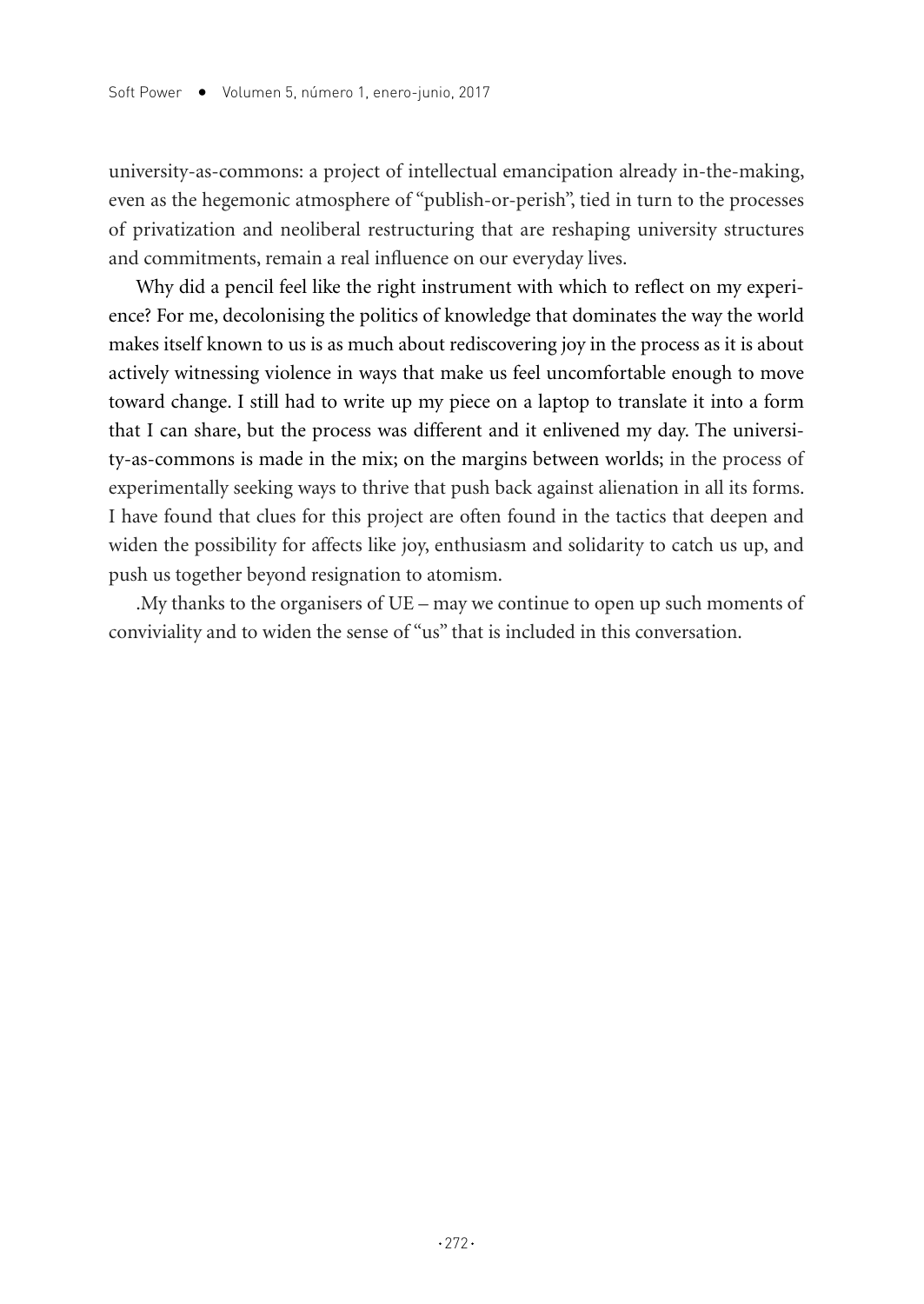university-as-commons: a project of intellectual emancipation already in-the-making, even as the hegemonic atmosphere of "publish-or-perish", tied in turn to the processes of privatization and neoliberal restructuring that are reshaping university structures and commitments, remain a real influence on our everyday lives.

Why did a pencil feel like the right instrument with which to reflect on my experience? For me, decolonising the politics of knowledge that dominates the way the world makes itself known to us is as much about rediscovering joy in the process as it is about actively witnessing violence in ways that make us feel uncomfortable enough to move toward change. I still had to write up my piece on a laptop to translate it into a form that I can share, but the process was different and it enlivened my day. The university-as-commons is made in the mix; on the margins between worlds; in the process of experimentally seeking ways to thrive that push back against alienation in all its forms. I have found that clues for this project are often found in the tactics that deepen and widen the possibility for affects like joy, enthusiasm and solidarity to catch us up, and push us together beyond resignation to atomism.

.My thanks to the organisers of UE – may we continue to open up such moments of conviviality and to widen the sense of "us" that is included in this conversation.